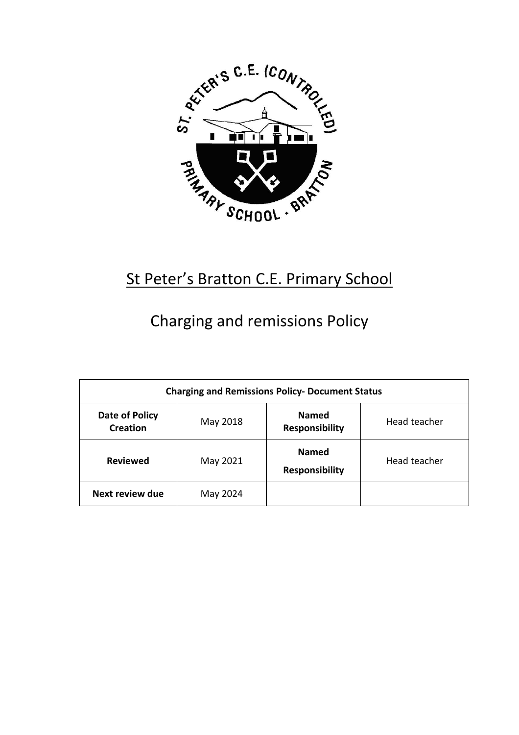# St Peter's Bratton C.E. Primary School

## Charging and remissions Policy

| Charging and Remissions Policy- Document Status | | | |
|---|---|---|---|
| **Date of Policy Creation** | May 2018 | **Named Responsibility** | Head teacher |
| **Reviewed** | May 2021 | **Named Responsibility** | Head teacher |
| **Next review due** | May 2024 | | |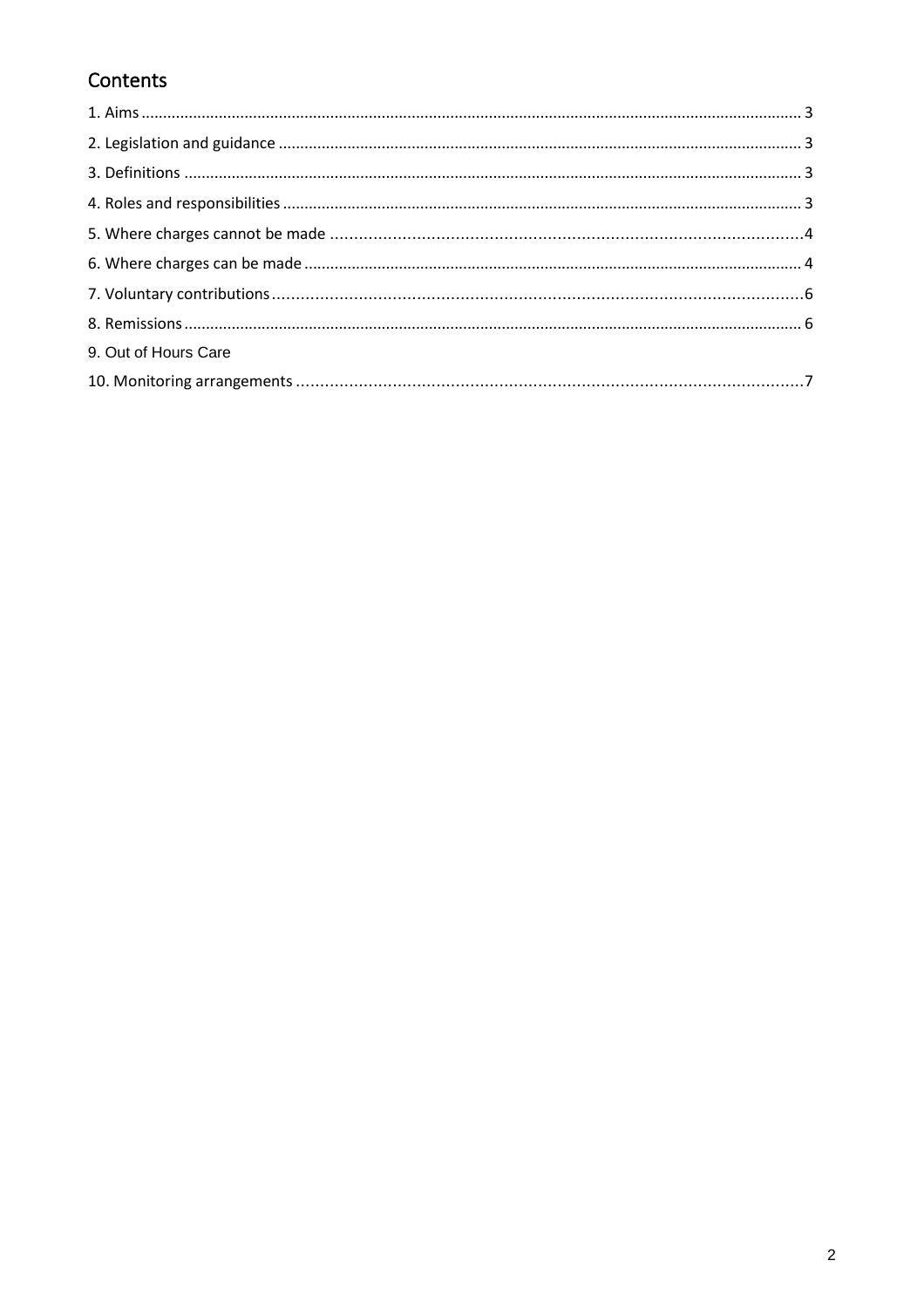# Contents

1. Aims ........................................................................................................................................ 3
2. Legislation and guidance ........................................................................................................ 3
3. Definitions .............................................................................................................................. 3
4. Roles and responsibilities ....................................................................................................... 3
5. Where charges cannot be made ..............................................................................................4
6. Where charges can be made .................................................................................................. 4
7. Voluntary contributions ...........................................................................................................6
8. Remissions .............................................................................................................................. 6
9. Out of Hours Care
10. Monitoring arrangements .......................................................................................................7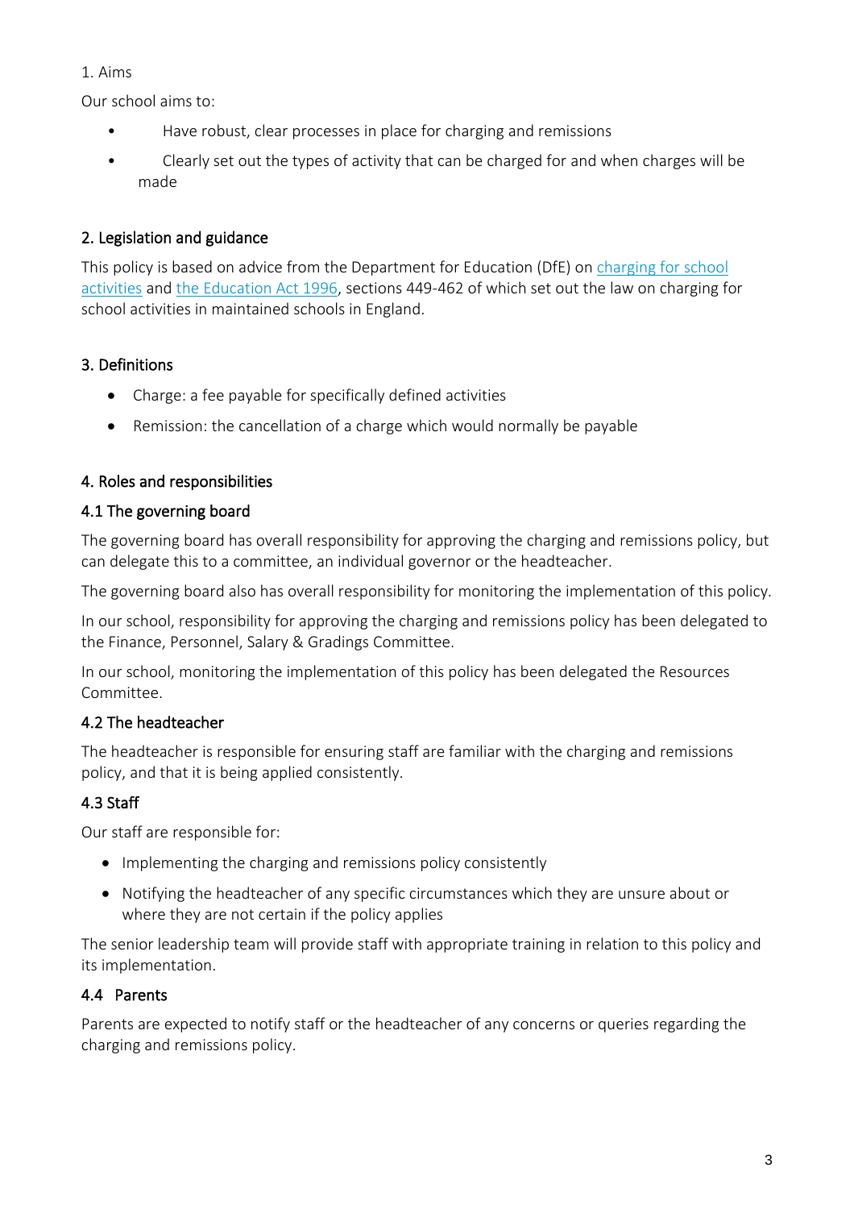## 1. Aims

Our school aims to:

- Have robust, clear processes in place for charging and remissions
- Clearly set out the types of activity that can be charged for and when charges will be made

## 2. Legislation and guidance

This policy is based on advice from the Department for Education (DfE) on [charging for school activities]() and [the Education Act 1996](), sections 449-462 of which set out the law on charging for school activities in maintained schools in England.

## 3. Definitions

- Charge: a fee payable for specifically defined activities
- Remission: the cancellation of a charge which would normally be payable

## 4. Roles and responsibilities

### 4.1 The governing board

The governing board has overall responsibility for approving the charging and remissions policy, but can delegate this to a committee, an individual governor or the headteacher.

The governing board also has overall responsibility for monitoring the implementation of this policy.

In our school, responsibility for approving the charging and remissions policy has been delegated to the Finance, Personnel, Salary & Gradings Committee.

In our school, monitoring the implementation of this policy has been delegated the Resources Committee.

### 4.2 The headteacher

The headteacher is responsible for ensuring staff are familiar with the charging and remissions policy, and that it is being applied consistently.

### 4.3 Staff

Our staff are responsible for:

- Implementing the charging and remissions policy consistently
- Notifying the headteacher of any specific circumstances which they are unsure about or where they are not certain if the policy applies

The senior leadership team will provide staff with appropriate training in relation to this policy and its implementation.

### 4.4 Parents

Parents are expected to notify staff or the headteacher of any concerns or queries regarding the charging and remissions policy.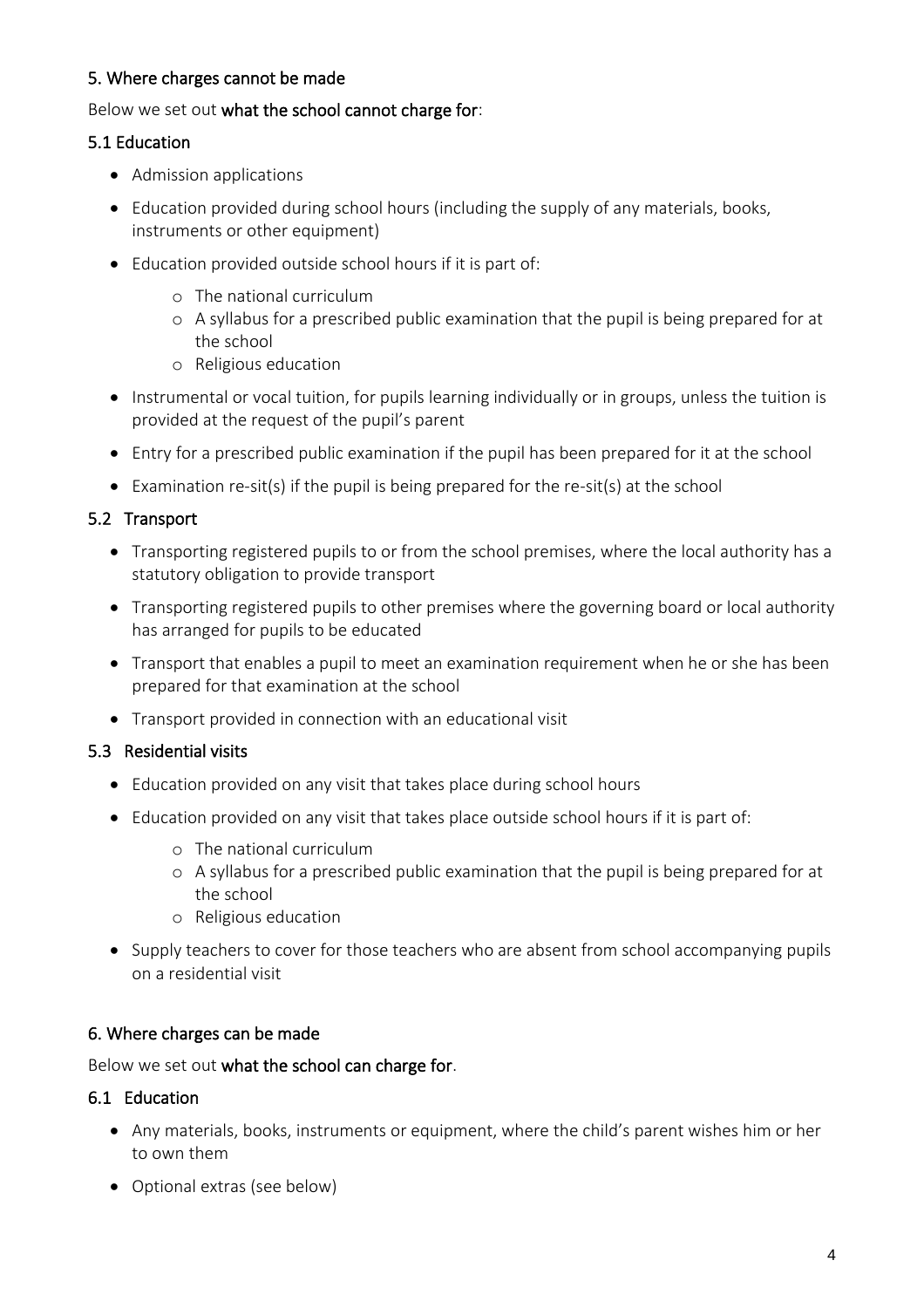## 5. Where charges cannot be made

Below we set out **what the school cannot charge for**:

### 5.1 Education

- Admission applications
- Education provided during school hours (including the supply of any materials, books, instruments or other equipment)
- Education provided outside school hours if it is part of:
  - The national curriculum
  - A syllabus for a prescribed public examination that the pupil is being prepared for at the school
  - Religious education
- Instrumental or vocal tuition, for pupils learning individually or in groups, unless the tuition is provided at the request of the pupil's parent
- Entry for a prescribed public examination if the pupil has been prepared for it at the school
- Examination re-sit(s) if the pupil is being prepared for the re-sit(s) at the school

### 5.2 Transport

- Transporting registered pupils to or from the school premises, where the local authority has a statutory obligation to provide transport
- Transporting registered pupils to other premises where the governing board or local authority has arranged for pupils to be educated
- Transport that enables a pupil to meet an examination requirement when he or she has been prepared for that examination at the school
- Transport provided in connection with an educational visit

### 5.3 Residential visits

- Education provided on any visit that takes place during school hours
- Education provided on any visit that takes place outside school hours if it is part of:
  - The national curriculum
  - A syllabus for a prescribed public examination that the pupil is being prepared for at the school
  - Religious education
- Supply teachers to cover for those teachers who are absent from school accompanying pupils on a residential visit

## 6. Where charges can be made

Below we set out **what the school can charge for**.

### 6.1 Education

- Any materials, books, instruments or equipment, where the child's parent wishes him or her to own them
- Optional extras (see below)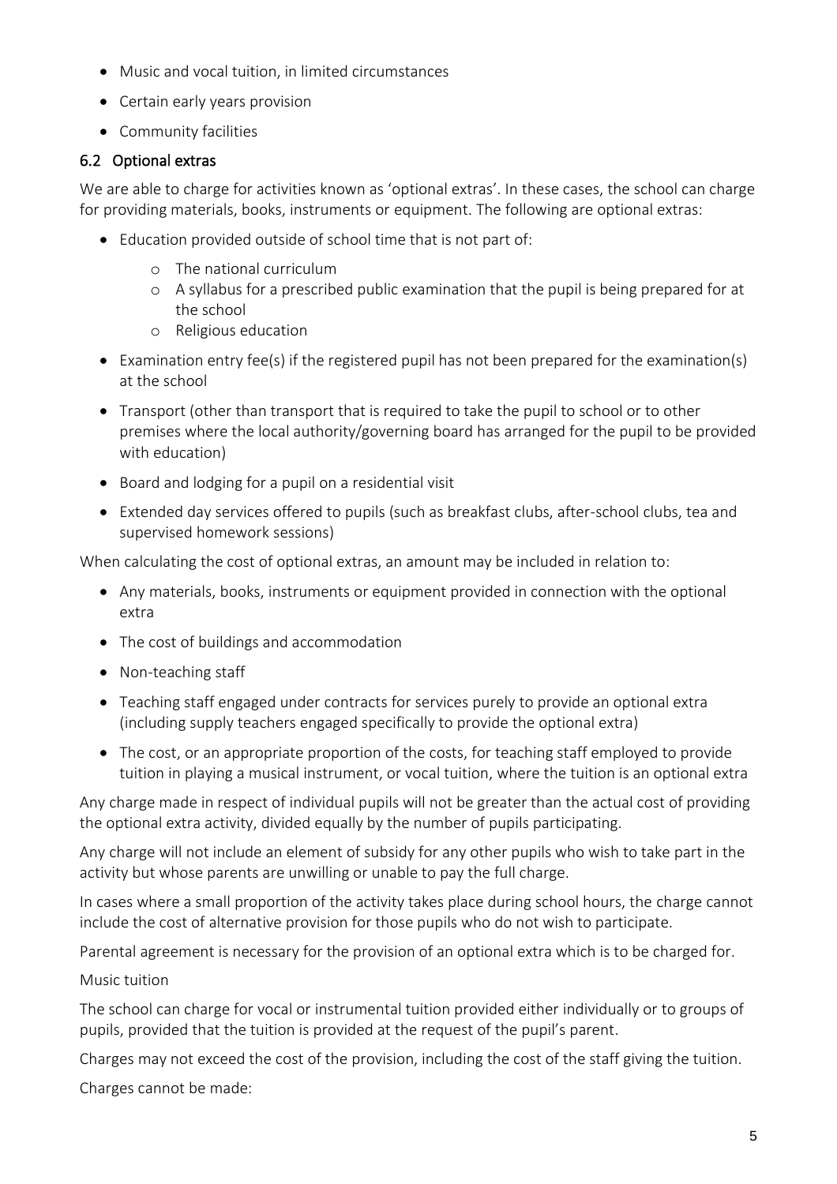- Music and vocal tuition, in limited circumstances
- Certain early years provision
- Community facilities

### 6.2 Optional extras

We are able to charge for activities known as 'optional extras'. In these cases, the school can charge for providing materials, books, instruments or equipment. The following are optional extras:

- Education provided outside of school time that is not part of:
  - The national curriculum
  - A syllabus for a prescribed public examination that the pupil is being prepared for at the school
  - Religious education
- Examination entry fee(s) if the registered pupil has not been prepared for the examination(s) at the school
- Transport (other than transport that is required to take the pupil to school or to other premises where the local authority/governing board has arranged for the pupil to be provided with education)
- Board and lodging for a pupil on a residential visit
- Extended day services offered to pupils (such as breakfast clubs, after-school clubs, tea and supervised homework sessions)

When calculating the cost of optional extras, an amount may be included in relation to:

- Any materials, books, instruments or equipment provided in connection with the optional extra
- The cost of buildings and accommodation
- Non-teaching staff
- Teaching staff engaged under contracts for services purely to provide an optional extra (including supply teachers engaged specifically to provide the optional extra)
- The cost, or an appropriate proportion of the costs, for teaching staff employed to provide tuition in playing a musical instrument, or vocal tuition, where the tuition is an optional extra

Any charge made in respect of individual pupils will not be greater than the actual cost of providing the optional extra activity, divided equally by the number of pupils participating.

Any charge will not include an element of subsidy for any other pupils who wish to take part in the activity but whose parents are unwilling or unable to pay the full charge.

In cases where a small proportion of the activity takes place during school hours, the charge cannot include the cost of alternative provision for those pupils who do not wish to participate.

Parental agreement is necessary for the provision of an optional extra which is to be charged for.

Music tuition

The school can charge for vocal or instrumental tuition provided either individually or to groups of pupils, provided that the tuition is provided at the request of the pupil's parent.

Charges may not exceed the cost of the provision, including the cost of the staff giving the tuition.

Charges cannot be made: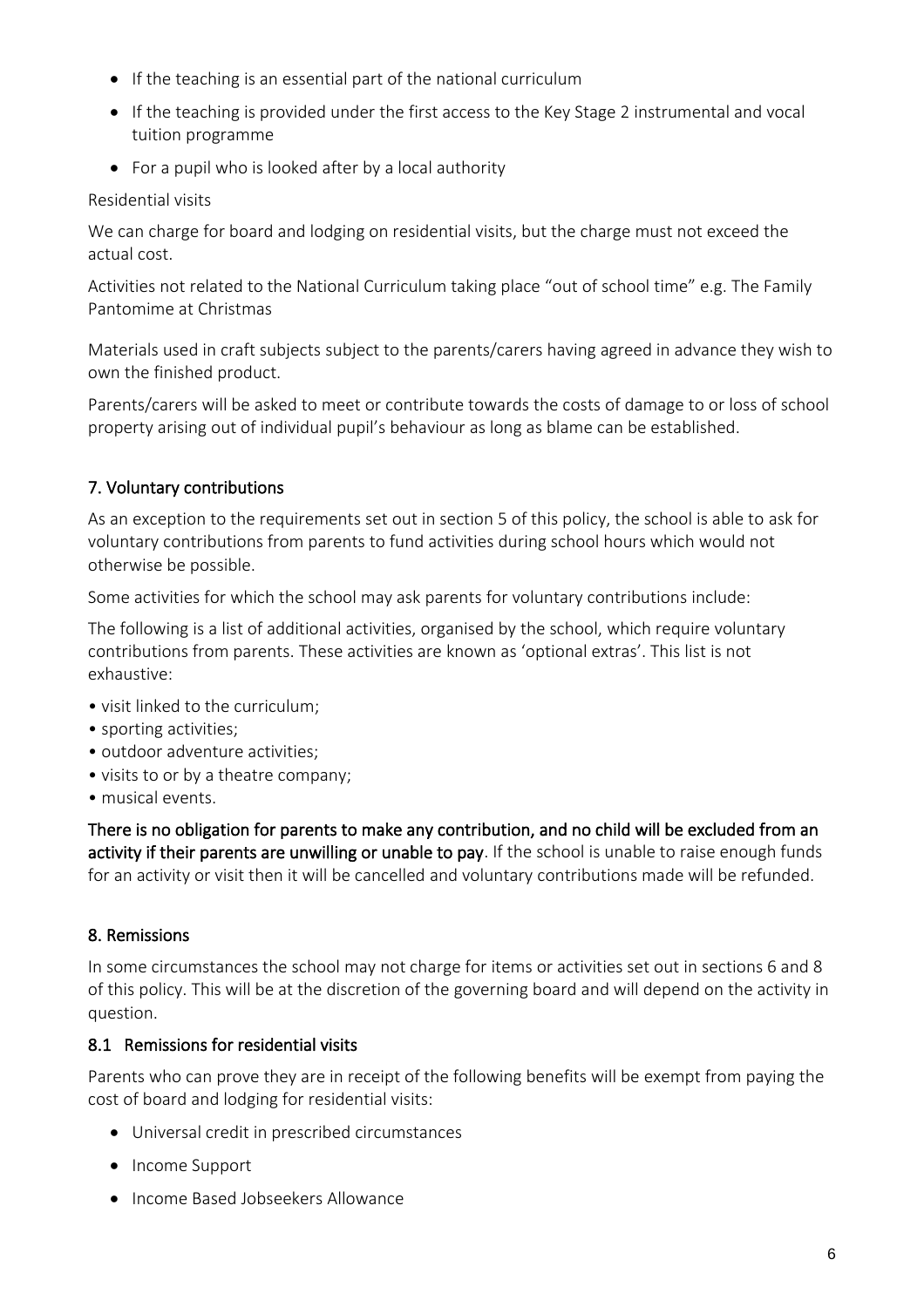- If the teaching is an essential part of the national curriculum
- If the teaching is provided under the first access to the Key Stage 2 instrumental and vocal tuition programme
- For a pupil who is looked after by a local authority

Residential visits

We can charge for board and lodging on residential visits, but the charge must not exceed the actual cost.

Activities not related to the National Curriculum taking place "out of school time" e.g. The Family Pantomime at Christmas

Materials used in craft subjects subject to the parents/carers having agreed in advance they wish to own the finished product.

Parents/carers will be asked to meet or contribute towards the costs of damage to or loss of school property arising out of individual pupil's behaviour as long as blame can be established.

## 7. Voluntary contributions

As an exception to the requirements set out in section 5 of this policy, the school is able to ask for voluntary contributions from parents to fund activities during school hours which would not otherwise be possible.

Some activities for which the school may ask parents for voluntary contributions include:

The following is a list of additional activities, organised by the school, which require voluntary contributions from parents. These activities are known as 'optional extras'. This list is not exhaustive:

- visit linked to the curriculum;
- sporting activities;
- outdoor adventure activities;
- visits to or by a theatre company;
- musical events.

**There is no obligation for parents to make any contribution, and no child will be excluded from an activity if their parents are unwilling or unable to pay**. If the school is unable to raise enough funds for an activity or visit then it will be cancelled and voluntary contributions made will be refunded.

## 8. Remissions

In some circumstances the school may not charge for items or activities set out in sections 6 and 8 of this policy. This will be at the discretion of the governing board and will depend on the activity in question.

### 8.1 Remissions for residential visits

Parents who can prove they are in receipt of the following benefits will be exempt from paying the cost of board and lodging for residential visits:

- Universal credit in prescribed circumstances
- Income Support
- Income Based Jobseekers Allowance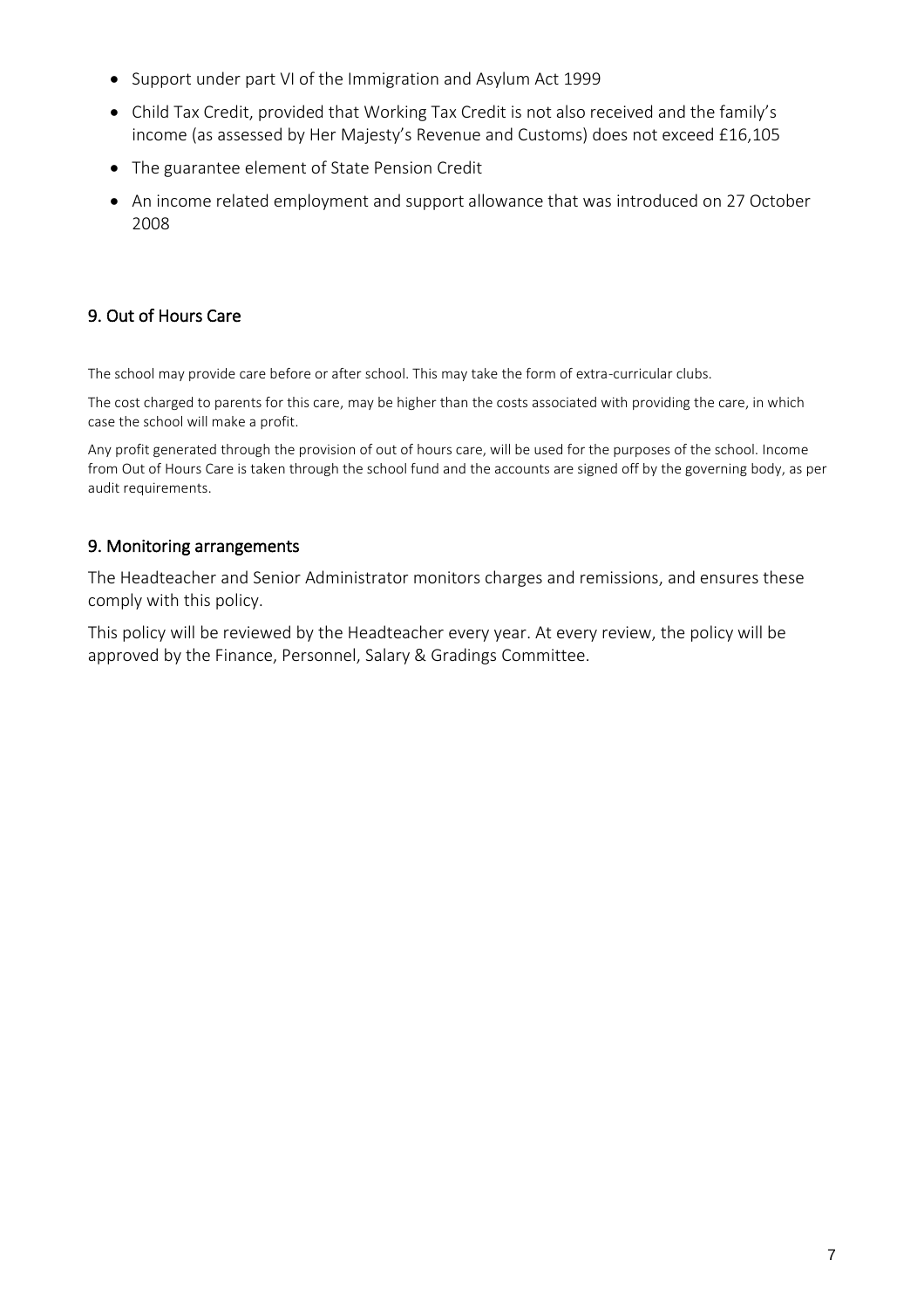- Support under part VI of the Immigration and Asylum Act 1999
- Child Tax Credit, provided that Working Tax Credit is not also received and the family's income (as assessed by Her Majesty's Revenue and Customs) does not exceed £16,105
- The guarantee element of State Pension Credit
- An income related employment and support allowance that was introduced on 27 October 2008

## 9. Out of Hours Care

The school may provide care before or after school. This may take the form of extra-curricular clubs.

The cost charged to parents for this care, may be higher than the costs associated with providing the care, in which case the school will make a profit.

Any profit generated through the provision of out of hours care, will be used for the purposes of the school. Income from Out of Hours Care is taken through the school fund and the accounts are signed off by the governing body, as per audit requirements.

## 9. Monitoring arrangements

The Headteacher and Senior Administrator monitors charges and remissions, and ensures these comply with this policy.

This policy will be reviewed by the Headteacher every year. At every review, the policy will be approved by the Finance, Personnel, Salary & Gradings Committee.